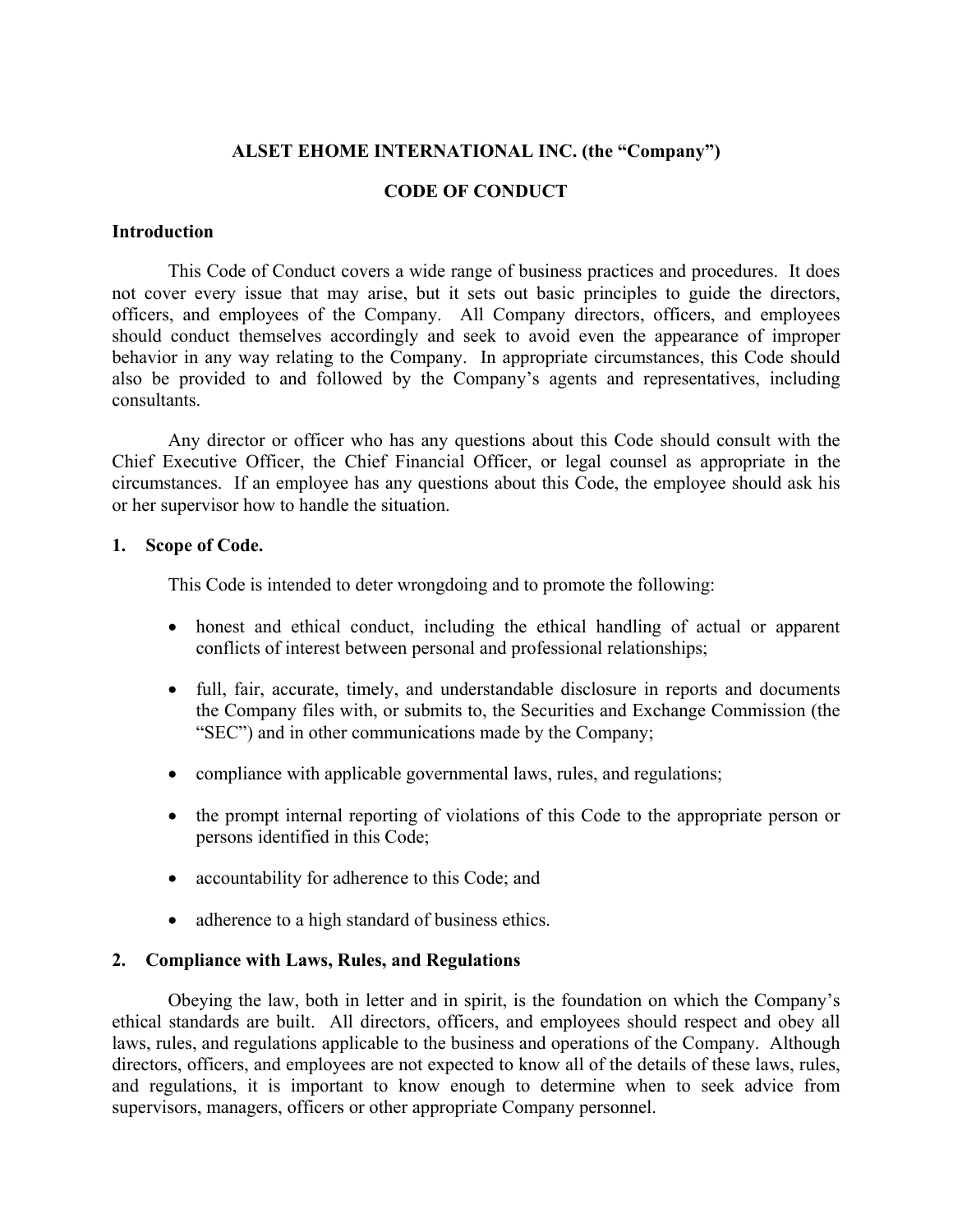**ALSET EHOME INTERNATIONAL INC. (the "Company")**

**CODE OF CONDUCT**

## Introduction

This Code of Conduct covers a wide range of business practices and procedures. It does not cover every issue that may arise, but it sets out basic principles to guide the directors, officers, and employees of the Company. All Company directors, officers, and employees should conduct themselves accordingly and seek to avoid even the appearance of improper behavior in any way relating to the Company. In appropriate circumstances, this Code should also be provided to and followed by the Company's agents and representatives, including consultants.

Any director or officer who has any questions about this Code should consult with the Chief Executive Officer, the Chief Financial Officer, or legal counsel as appropriate in the circumstances. If an employee has any questions about this Code, the employee should ask his or her supervisor how to handle the situation.

## 1. Scope of Code.

This Code is intended to deter wrongdoing and to promote the following:

- honest and ethical conduct, including the ethical handling of actual or apparent conflicts of interest between personal and professional relationships;
- full, fair, accurate, timely, and understandable disclosure in reports and documents the Company files with, or submits to, the Securities and Exchange Commission (the "SEC") and in other communications made by the Company;
- compliance with applicable governmental laws, rules, and regulations;
- the prompt internal reporting of violations of this Code to the appropriate person or persons identified in this Code;
- accountability for adherence to this Code; and
- adherence to a high standard of business ethics.

## 2. Compliance with Laws, Rules, and Regulations

Obeying the law, both in letter and in spirit, is the foundation on which the Company's ethical standards are built. All directors, officers, and employees should respect and obey all laws, rules, and regulations applicable to the business and operations of the Company. Although directors, officers, and employees are not expected to know all of the details of these laws, rules, and regulations, it is important to know enough to determine when to seek advice from supervisors, managers, officers or other appropriate Company personnel.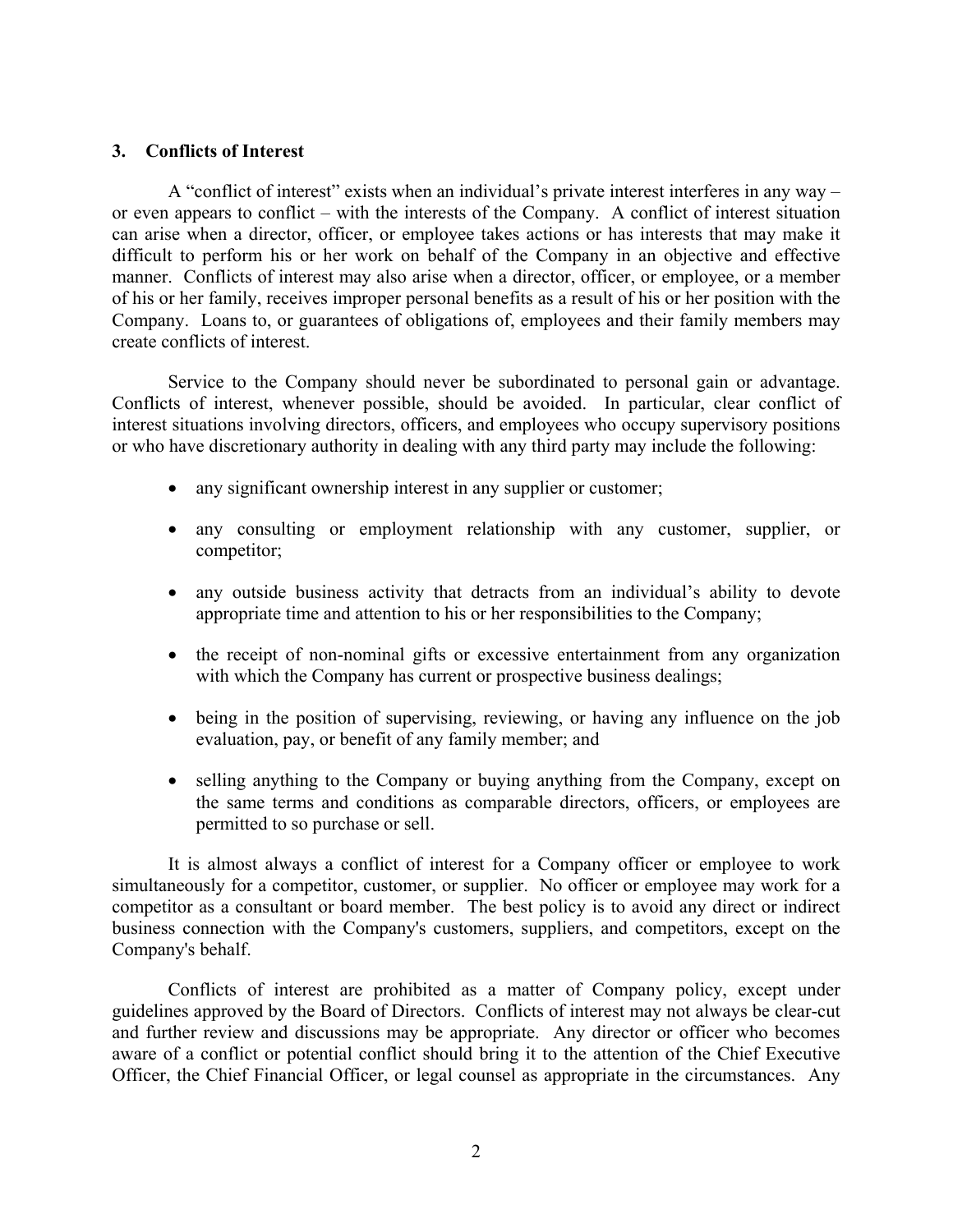### 3. Conflicts of Interest

A "conflict of interest" exists when an individual's private interest interferes in any way – or even appears to conflict – with the interests of the Company. A conflict of interest situation can arise when a director, officer, or employee takes actions or has interests that may make it difficult to perform his or her work on behalf of the Company in an objective and effective manner. Conflicts of interest may also arise when a director, officer, or employee, or a member of his or her family, receives improper personal benefits as a result of his or her position with the Company. Loans to, or guarantees of obligations of, employees and their family members may create conflicts of interest.

Service to the Company should never be subordinated to personal gain or advantage. Conflicts of interest, whenever possible, should be avoided. In particular, clear conflict of interest situations involving directors, officers, and employees who occupy supervisory positions or who have discretionary authority in dealing with any third party may include the following:

- any significant ownership interest in any supplier or customer;
- any consulting or employment relationship with any customer, supplier, or competitor;
- any outside business activity that detracts from an individual's ability to devote appropriate time and attention to his or her responsibilities to the Company;
- the receipt of non-nominal gifts or excessive entertainment from any organization with which the Company has current or prospective business dealings;
- being in the position of supervising, reviewing, or having any influence on the job evaluation, pay, or benefit of any family member; and
- selling anything to the Company or buying anything from the Company, except on the same terms and conditions as comparable directors, officers, or employees are permitted to so purchase or sell.

It is almost always a conflict of interest for a Company officer or employee to work simultaneously for a competitor, customer, or supplier. No officer or employee may work for a competitor as a consultant or board member. The best policy is to avoid any direct or indirect business connection with the Company's customers, suppliers, and competitors, except on the Company's behalf.

Conflicts of interest are prohibited as a matter of Company policy, except under guidelines approved by the Board of Directors. Conflicts of interest may not always be clear-cut and further review and discussions may be appropriate. Any director or officer who becomes aware of a conflict or potential conflict should bring it to the attention of the Chief Executive Officer, the Chief Financial Officer, or legal counsel as appropriate in the circumstances. Any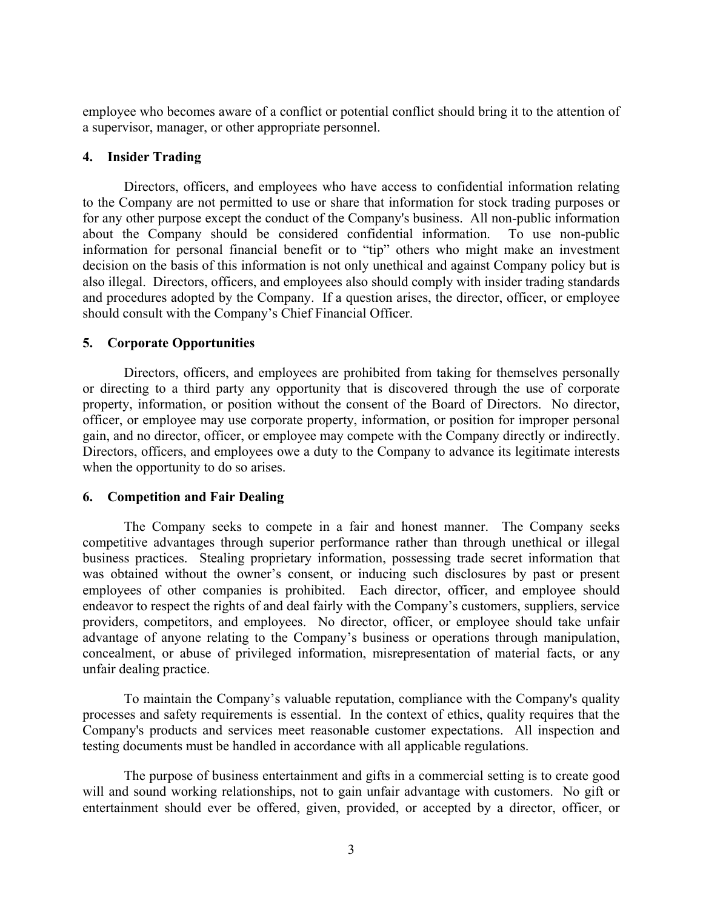employee who becomes aware of a conflict or potential conflict should bring it to the attention of a supervisor, manager, or other appropriate personnel.

### 4. Insider Trading

Directors, officers, and employees who have access to confidential information relating to the Company are not permitted to use or share that information for stock trading purposes or for any other purpose except the conduct of the Company's business. All non-public information about the Company should be considered confidential information. To use non-public information for personal financial benefit or to “tip” others who might make an investment decision on the basis of this information is not only unethical and against Company policy but is also illegal. Directors, officers, and employees also should comply with insider trading standards and procedures adopted by the Company. If a question arises, the director, officer, or employee should consult with the Company’s Chief Financial Officer.

### 5. Corporate Opportunities

Directors, officers, and employees are prohibited from taking for themselves personally or directing to a third party any opportunity that is discovered through the use of corporate property, information, or position without the consent of the Board of Directors. No director, officer, or employee may use corporate property, information, or position for improper personal gain, and no director, officer, or employee may compete with the Company directly or indirectly. Directors, officers, and employees owe a duty to the Company to advance its legitimate interests when the opportunity to do so arises.

### 6. Competition and Fair Dealing

The Company seeks to compete in a fair and honest manner. The Company seeks competitive advantages through superior performance rather than through unethical or illegal business practices. Stealing proprietary information, possessing trade secret information that was obtained without the owner’s consent, or inducing such disclosures by past or present employees of other companies is prohibited. Each director, officer, and employee should endeavor to respect the rights of and deal fairly with the Company’s customers, suppliers, service providers, competitors, and employees. No director, officer, or employee should take unfair advantage of anyone relating to the Company’s business or operations through manipulation, concealment, or abuse of privileged information, misrepresentation of material facts, or any unfair dealing practice.

To maintain the Company’s valuable reputation, compliance with the Company's quality processes and safety requirements is essential. In the context of ethics, quality requires that the Company's products and services meet reasonable customer expectations. All inspection and testing documents must be handled in accordance with all applicable regulations.

The purpose of business entertainment and gifts in a commercial setting is to create good will and sound working relationships, not to gain unfair advantage with customers. No gift or entertainment should ever be offered, given, provided, or accepted by a director, officer, or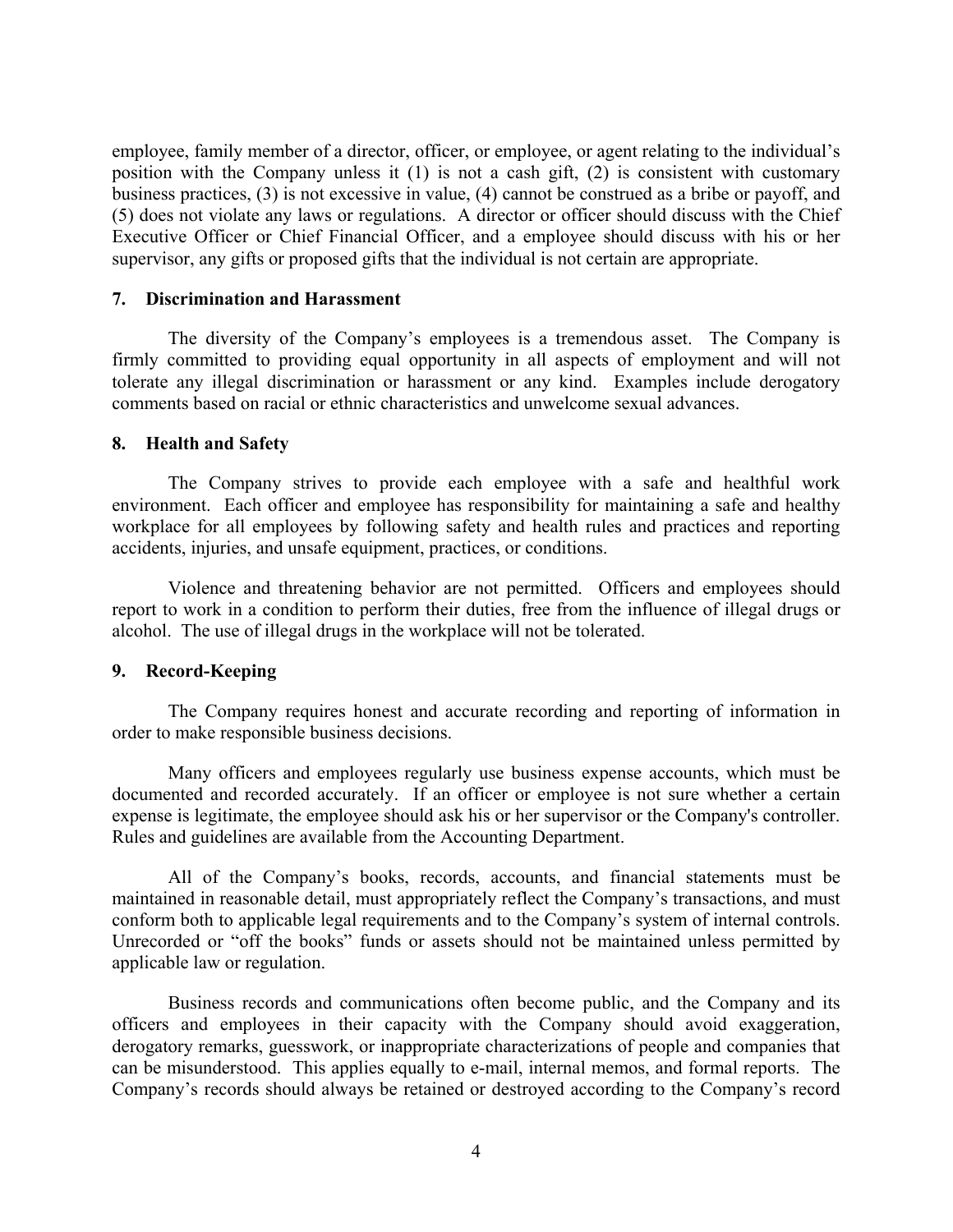employee, family member of a director, officer, or employee, or agent relating to the individual's position with the Company unless it (1) is not a cash gift, (2) is consistent with customary business practices, (3) is not excessive in value, (4) cannot be construed as a bribe or payoff, and (5) does not violate any laws or regulations. A director or officer should discuss with the Chief Executive Officer or Chief Financial Officer, and a employee should discuss with his or her supervisor, any gifts or proposed gifts that the individual is not certain are appropriate.

## 7. Discrimination and Harassment

The diversity of the Company's employees is a tremendous asset. The Company is firmly committed to providing equal opportunity in all aspects of employment and will not tolerate any illegal discrimination or harassment or any kind. Examples include derogatory comments based on racial or ethnic characteristics and unwelcome sexual advances.

## 8. Health and Safety

The Company strives to provide each employee with a safe and healthful work environment. Each officer and employee has responsibility for maintaining a safe and healthy workplace for all employees by following safety and health rules and practices and reporting accidents, injuries, and unsafe equipment, practices, or conditions.

Violence and threatening behavior are not permitted. Officers and employees should report to work in a condition to perform their duties, free from the influence of illegal drugs or alcohol. The use of illegal drugs in the workplace will not be tolerated.

## 9. Record-Keeping

The Company requires honest and accurate recording and reporting of information in order to make responsible business decisions.

Many officers and employees regularly use business expense accounts, which must be documented and recorded accurately. If an officer or employee is not sure whether a certain expense is legitimate, the employee should ask his or her supervisor or the Company's controller. Rules and guidelines are available from the Accounting Department.

All of the Company's books, records, accounts, and financial statements must be maintained in reasonable detail, must appropriately reflect the Company's transactions, and must conform both to applicable legal requirements and to the Company's system of internal controls. Unrecorded or "off the books" funds or assets should not be maintained unless permitted by applicable law or regulation.

Business records and communications often become public, and the Company and its officers and employees in their capacity with the Company should avoid exaggeration, derogatory remarks, guesswork, or inappropriate characterizations of people and companies that can be misunderstood. This applies equally to e-mail, internal memos, and formal reports. The Company's records should always be retained or destroyed according to the Company's record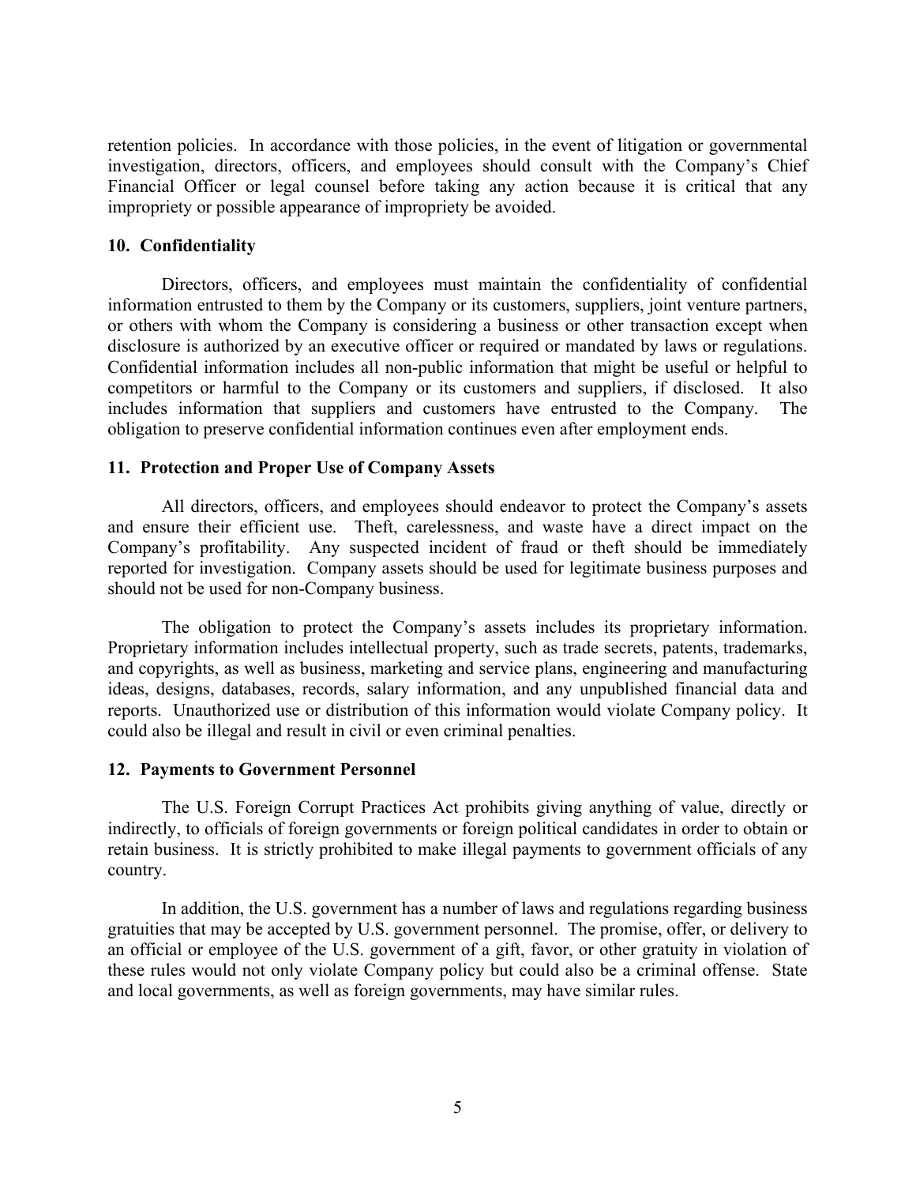retention policies. In accordance with those policies, in the event of litigation or governmental investigation, directors, officers, and employees should consult with the Company's Chief Financial Officer or legal counsel before taking any action because it is critical that any impropriety or possible appearance of impropriety be avoided.

**10. Confidentiality**

Directors, officers, and employees must maintain the confidentiality of confidential information entrusted to them by the Company or its customers, suppliers, joint venture partners, or others with whom the Company is considering a business or other transaction except when disclosure is authorized by an executive officer or required or mandated by laws or regulations. Confidential information includes all non-public information that might be useful or helpful to competitors or harmful to the Company or its customers and suppliers, if disclosed. It also includes information that suppliers and customers have entrusted to the Company. The obligation to preserve confidential information continues even after employment ends.

**11. Protection and Proper Use of Company Assets**

All directors, officers, and employees should endeavor to protect the Company's assets and ensure their efficient use. Theft, carelessness, and waste have a direct impact on the Company's profitability. Any suspected incident of fraud or theft should be immediately reported for investigation. Company assets should be used for legitimate business purposes and should not be used for non-Company business.

The obligation to protect the Company's assets includes its proprietary information. Proprietary information includes intellectual property, such as trade secrets, patents, trademarks, and copyrights, as well as business, marketing and service plans, engineering and manufacturing ideas, designs, databases, records, salary information, and any unpublished financial data and reports. Unauthorized use or distribution of this information would violate Company policy. It could also be illegal and result in civil or even criminal penalties.

**12. Payments to Government Personnel**

The U.S. Foreign Corrupt Practices Act prohibits giving anything of value, directly or indirectly, to officials of foreign governments or foreign political candidates in order to obtain or retain business. It is strictly prohibited to make illegal payments to government officials of any country.

In addition, the U.S. government has a number of laws and regulations regarding business gratuities that may be accepted by U.S. government personnel. The promise, offer, or delivery to an official or employee of the U.S. government of a gift, favor, or other gratuity in violation of these rules would not only violate Company policy but could also be a criminal offense. State and local governments, as well as foreign governments, may have similar rules.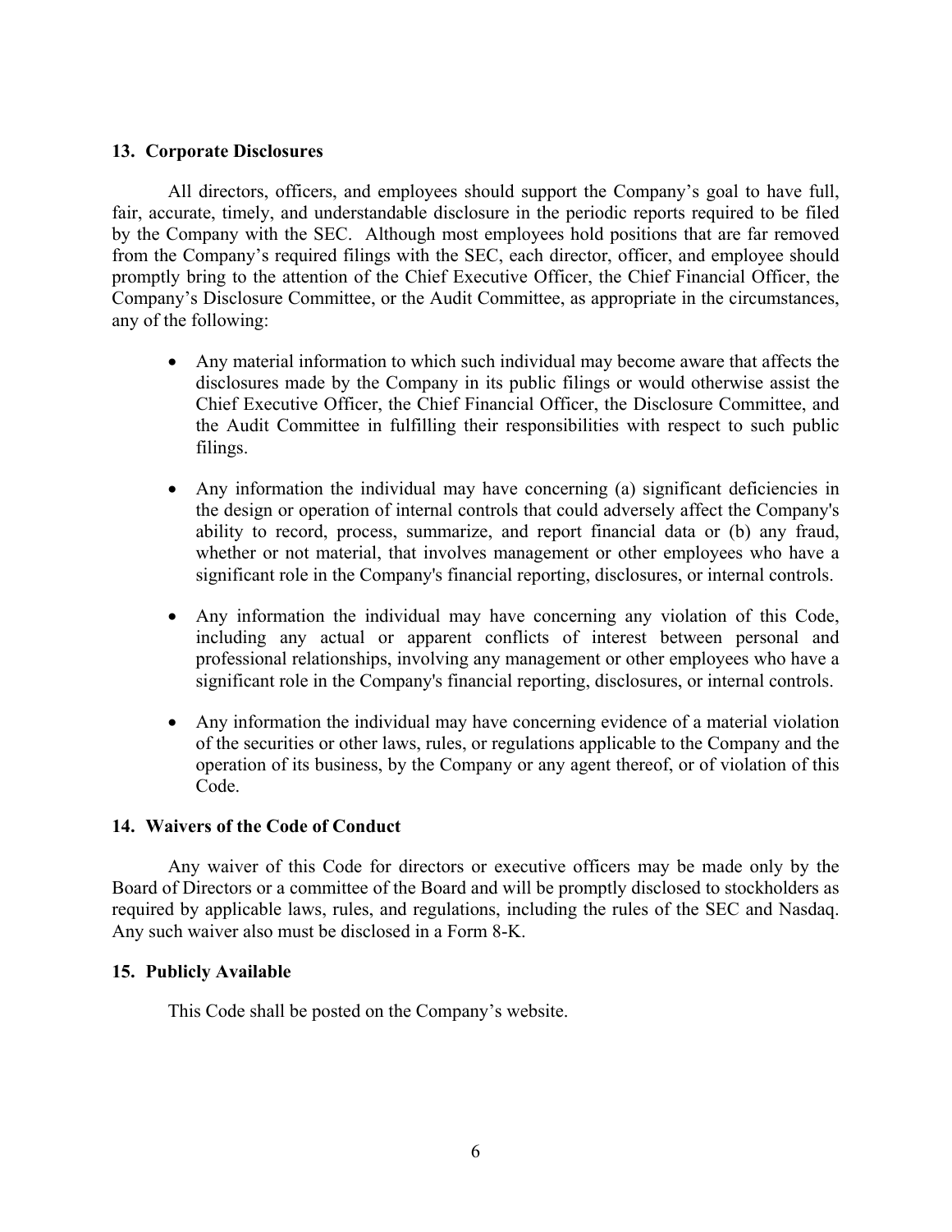### 13. Corporate Disclosures

All directors, officers, and employees should support the Company's goal to have full, fair, accurate, timely, and understandable disclosure in the periodic reports required to be filed by the Company with the SEC. Although most employees hold positions that are far removed from the Company's required filings with the SEC, each director, officer, and employee should promptly bring to the attention of the Chief Executive Officer, the Chief Financial Officer, the Company's Disclosure Committee, or the Audit Committee, as appropriate in the circumstances, any of the following:

- Any material information to which such individual may become aware that affects the disclosures made by the Company in its public filings or would otherwise assist the Chief Executive Officer, the Chief Financial Officer, the Disclosure Committee, and the Audit Committee in fulfilling their responsibilities with respect to such public filings.
- Any information the individual may have concerning (a) significant deficiencies in the design or operation of internal controls that could adversely affect the Company's ability to record, process, summarize, and report financial data or (b) any fraud, whether or not material, that involves management or other employees who have a significant role in the Company's financial reporting, disclosures, or internal controls.
- Any information the individual may have concerning any violation of this Code, including any actual or apparent conflicts of interest between personal and professional relationships, involving any management or other employees who have a significant role in the Company's financial reporting, disclosures, or internal controls.
- Any information the individual may have concerning evidence of a material violation of the securities or other laws, rules, or regulations applicable to the Company and the operation of its business, by the Company or any agent thereof, or of violation of this Code.

### 14. Waivers of the Code of Conduct

Any waiver of this Code for directors or executive officers may be made only by the Board of Directors or a committee of the Board and will be promptly disclosed to stockholders as required by applicable laws, rules, and regulations, including the rules of the SEC and Nasdaq. Any such waiver also must be disclosed in a Form 8-K.

### 15. Publicly Available

This Code shall be posted on the Company's website.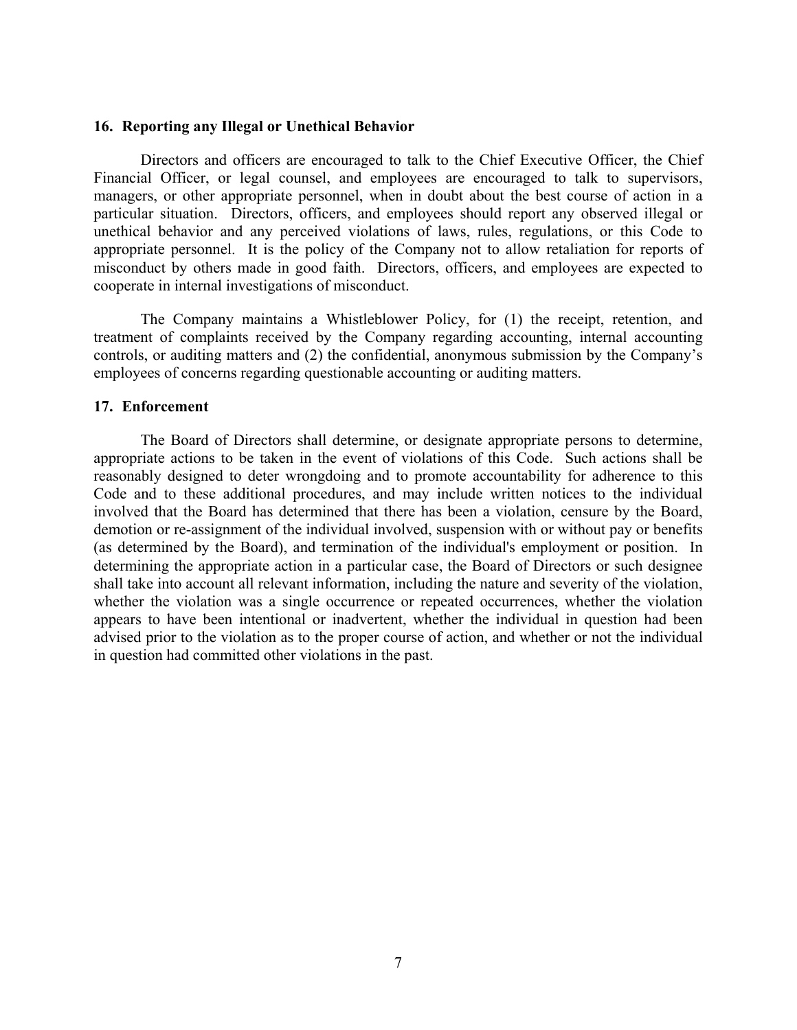### 16. Reporting any Illegal or Unethical Behavior

Directors and officers are encouraged to talk to the Chief Executive Officer, the Chief Financial Officer, or legal counsel, and employees are encouraged to talk to supervisors, managers, or other appropriate personnel, when in doubt about the best course of action in a particular situation. Directors, officers, and employees should report any observed illegal or unethical behavior and any perceived violations of laws, rules, regulations, or this Code to appropriate personnel. It is the policy of the Company not to allow retaliation for reports of misconduct by others made in good faith. Directors, officers, and employees are expected to cooperate in internal investigations of misconduct.

The Company maintains a Whistleblower Policy, for (1) the receipt, retention, and treatment of complaints received by the Company regarding accounting, internal accounting controls, or auditing matters and (2) the confidential, anonymous submission by the Company's employees of concerns regarding questionable accounting or auditing matters.

### 17. Enforcement

The Board of Directors shall determine, or designate appropriate persons to determine, appropriate actions to be taken in the event of violations of this Code. Such actions shall be reasonably designed to deter wrongdoing and to promote accountability for adherence to this Code and to these additional procedures, and may include written notices to the individual involved that the Board has determined that there has been a violation, censure by the Board, demotion or re-assignment of the individual involved, suspension with or without pay or benefits (as determined by the Board), and termination of the individual's employment or position. In determining the appropriate action in a particular case, the Board of Directors or such designee shall take into account all relevant information, including the nature and severity of the violation, whether the violation was a single occurrence or repeated occurrences, whether the violation appears to have been intentional or inadvertent, whether the individual in question had been advised prior to the violation as to the proper course of action, and whether or not the individual in question had committed other violations in the past.